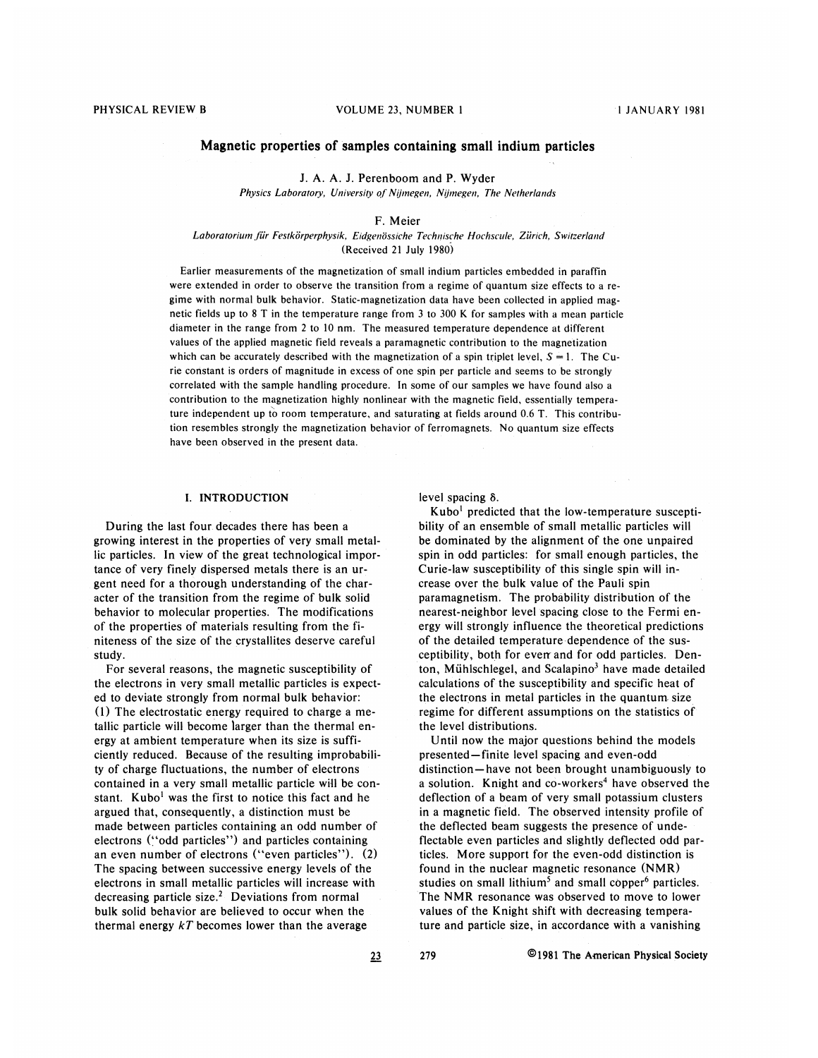# Magnetic properties of samples containing small indium particles

J. A. A. J. Perenboom and P. Wyder

*Physics Laboratory, University of Nijmegen, Nijmegen, The Netherlands*

F. Meier

*Laboratorium für Festkörperphysik, Eidgenössiche Technische Hochscule, Zürich, Switzerland*

(Received 21 July 1980)

Earlier measurements of the magnetization of small indium particles embedded in paraffin were extended in order to observe the transition from a regime of quantum size effects to a regime with normal bulk behavior. Static-magnetization data have been collected in applied magnetic fields up to 8 T in the temperature range from 3 to 300 K for samples with a mean particle diameter in the range from 2 to 10 nm. The measured temperature dependence at different values of the applied magnetic field reveals a paramagnetic contribution to the magnetization which can be accurately described with the magnetization of a spin triplet level, $S = 1$. The Curie constant is orders of magnitude in excess of one spin per particle and seems to be strongly correlated with the sample handling procedure. In some of our samples we have found also a contribution to the magnetization highly nonlinear with the magnetic field, essentially temperature independent up to room temperature, and saturating at fields around 0.6 T. This contribution resembles strongly the magnetization behavior of ferromagnets. No quantum size effects have been observed in the present data.

## I. INTRODUCTION

During the last four decades there has been a growing interest in the properties of very small metallic particles. In view of the great technological importance of very finely dispersed metals there is an urgent need for a thorough understanding of the character of the transition from the regime of bulk solid behavior to molecular properties. The modifications of the properties of materials resulting from the finiteness of the size of the crystallites deserve careful study.

For several reasons, the magnetic susceptibility of the electrons in very small metallic particles is expected to deviate strongly from normal bulk behavior: (1) The electrostatic energy required to charge a metallic particle will become larger than the thermal energy at ambient temperature when its size is sufficiently reduced. Because of the resulting improbability of charge fluctuations, the number of electrons contained in a very small metallic particle will be constant. Kubo[1] was the first to notice this fact and he argued that, consequently, a distinction must be made between particles containing an odd number of electrons ("odd particles") and particles containing an even number of electrons ("even particles"). (2) The spacing between successive energy levels of the electrons in small metallic particles will increase with decreasing particle size.[2] Deviations from normal bulk solid behavior are believed to occur when the thermal energy $kT$ becomes lower than the average level spacing $\delta$.

Kubo[1] predicted that the low-temperature susceptibility of an ensemble of small metallic particles will be dominated by the alignment of the one unpaired spin in odd particles: for small enough particles, the Curie-law susceptibility of this single spin will increase over the bulk value of the Pauli spin paramagnetism. The probability distribution of the nearest-neighbor level spacing close to the Fermi energy will strongly influence the theoretical predictions of the detailed temperature dependence of the susceptibility, both for even and for odd particles. Denton, Mühlschlegel, and Scalapino[3] have made detailed calculations of the susceptibility and specific heat of the electrons in metal particles in the quantum size regime for different assumptions on the statistics of the level distributions.

Until now the major questions behind the models presented—finite level spacing and even-odd distinction—have not been brought unambiguously to a solution. Knight and co-workers[4] have observed the deflection of a beam of very small potassium clusters in a magnetic field. The observed intensity profile of the deflected beam suggests the presence of undeflectable even particles and slightly deflected odd particles. More support for the even-odd distinction is found in the nuclear magnetic resonance (NMR) studies on small lithium[5] and small copper[6] particles. The NMR resonance was observed to move to lower values of the Knight shift with decreasing temperature and particle size, in accordance with a vanishing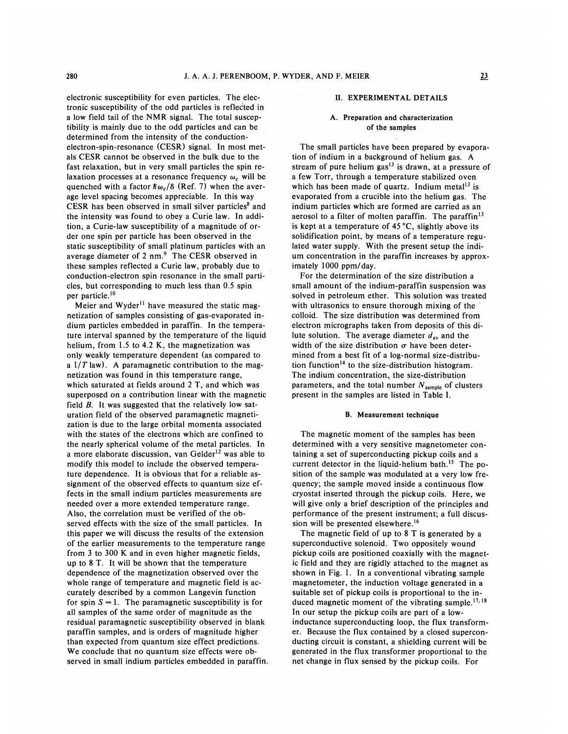electronic susceptibility for even particles. The electronic susceptibility of the odd particles is reflected in a low field tail of the NMR signal. The total susceptibility is mainly due to the odd particles and can be determined from the intensity of the conduction-electron-spin-resonance (CESR) signal. In most metals CESR cannot be observed in the bulk due to the fast relaxation, but in very small particles the spin relaxation processes at a resonance frequency $\omega_c$ will be quenched with a factor $\hbar\omega_c/\delta$ (Ref. 7) when the average level spacing becomes appreciable. In this way CESR has been observed in small silver particles[8] and the intensity was found to obey a Curie law. In addition, a Curie-law susceptibility of a magnitude of order one spin per particle has been observed in the static susceptibility of small platinum particles with an average diameter of 2 nm.[9] The CESR observed in these samples reflected a Curie law, probably due to conduction-electron spin resonance in the small particles, but corresponding to much less than 0.5 spin per particle.[10]

Meier and Wyder[11] have measured the static magnetization of samples consisting of gas-evaporated indium particles embedded in paraffin. In the temperature interval spanned by the temperature of the liquid helium, from 1.5 to 4.2 K, the magnetization was only weakly temperature dependent (as compared to a $1/T$ law). A paramagnetic contribution to the magnetization was found in this temperature range, which saturated at fields around 2 T, and which was superposed on a contribution linear with the magnetic field $B$. It was suggested that the relatively low saturation field of the observed paramagnetic magnetization is due to the large orbital momenta associated with the states of the electrons which are confined to the nearly spherical volume of the metal particles. In a more elaborate discussion, van Gelder[12] was able to modify this model to include the observed temperature dependence. It is obvious that for a reliable assignment of the observed effects to quantum size effects in the small indium particles measurements are needed over a more extended temperature range. Also, the correlation must be verified of the observed effects with the size of the small particles. In this paper we will discuss the results of the extension of the earlier measurements to the temperature range from 3 to 300 K and in even higher magnetic fields, up to 8 T. It will be shown that the temperature dependence of the magnetization observed over the whole range of temperature and magnetic field is accurately described by a common Langevin function for spin $S = 1$. The paramagnetic susceptibility is for all samples of the same order of magnitude as the residual paramagnetic susceptibility observed in blank paraffin samples, and is orders of magnitude higher than expected from quantum size effect predictions. We conclude that no quantum size effects were observed in small indium particles embedded in paraffin.

## II. EXPERIMENTAL DETAILS

### A. Preparation and characterization of the samples

The small particles have been prepared by evaporation of indium in a background of helium gas. A stream of pure helium gas[13] is drawn, at a pressure of a few Torr, through a temperature stabilized oven which has been made of quartz. Indium metal[13] is evaporated from a crucible into the helium gas. The indium particles which are formed are carried as an aerosol to a filter of molten paraffin. The paraffin[13] is kept at a temperature of 45 °C, slightly above its solidification point, by means of a temperature regulated water supply. With the present setup the indium concentration in the paraffin increases by approximately 1000 ppm/day.

For the determination of the size distribution a small amount of the indium-paraffin suspension was solved in petroleum ether. This solution was treated with ultrasonics to ensure thorough mixing of the colloid. The size distribution was determined from electron micrographs taken from deposits of this dilute solution. The average diameter $d_{av}$ and the width of the size distribution $\sigma$ have been determined from a best fit of a log-normal size-distribution function[14] to the size-distribution histogram. The indium concentration, the size-distribution parameters, and the total number $N_{sample}$ of clusters present in the samples are listed in Table I.

### B. Measurement technique

The magnetic moment of the samples has been determined with a very sensitive magnetometer containing a set of superconducting pickup coils and a current detector in the liquid-helium bath.[15] The position of the sample was modulated at a very low frequency; the sample moved inside a continuous flow cryostat inserted through the pickup coils. Here, we will give only a brief description of the principles and performance of the present instrument; a full discussion will be presented elsewhere.[16]

The magnetic field of up to 8 T is generated by a superconductive solenoid. Two oppositely wound pickup coils are positioned coaxially with the magnetic field and they are rigidly attached to the magnet as shown in Fig. 1. In a conventional vibrating sample magnetometer, the induction voltage generated in a suitable set of pickup coils is proportional to the induced magnetic moment of the vibrating sample.[17,18] In our setup the pickup coils are part of a low-inductance superconducting loop, the flux transformer. Because the flux contained by a closed superconducting circuit is constant, a shielding current will be generated in the flux transformer proportional to the net change in flux sensed by the pickup coils. For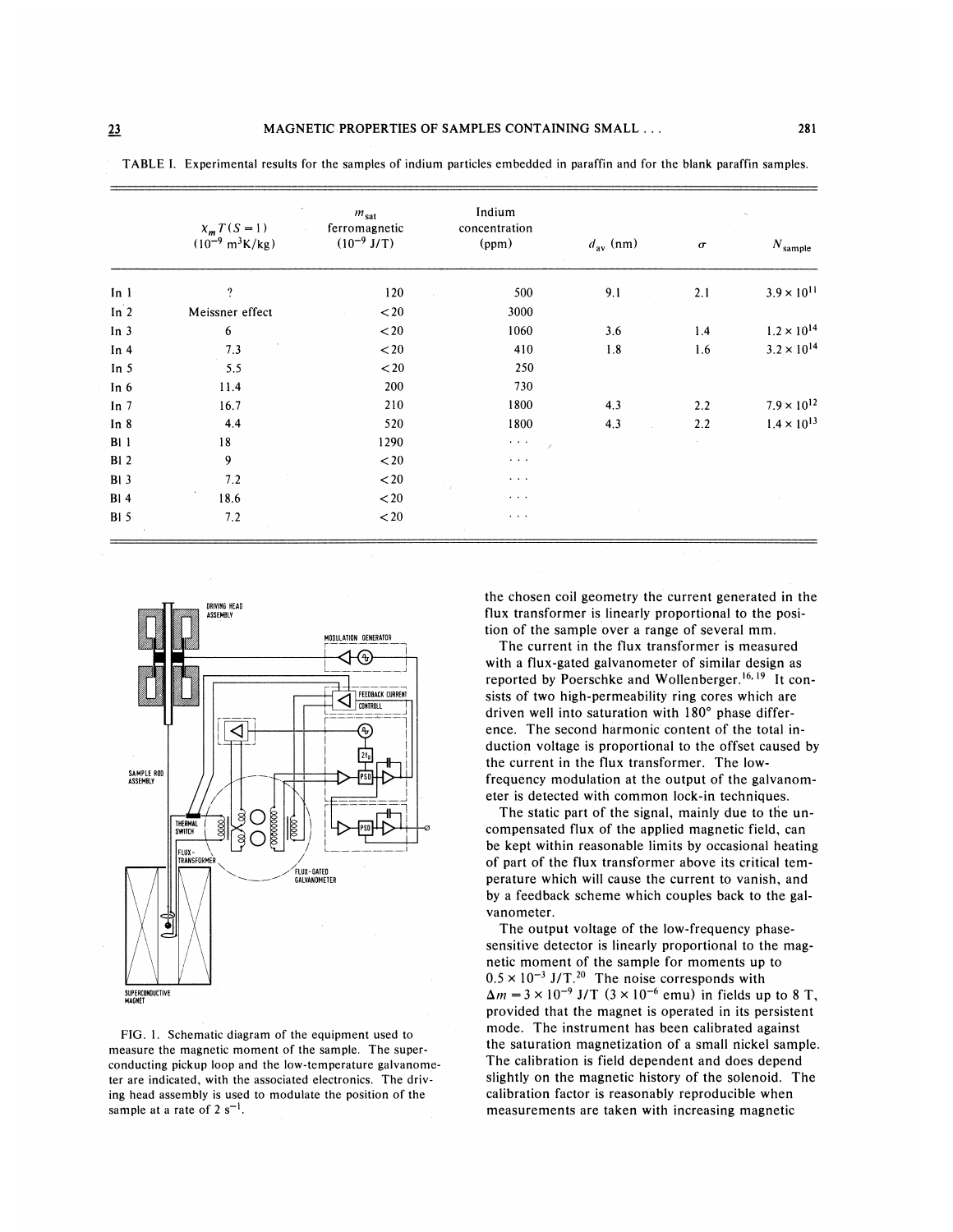TABLE I. Experimental results for the samples of indium particles embedded in paraffin and for the blank paraffin samples.

| | $\chi_m T(S=1)$ $(10^{-9}\ \mathrm{m^3K/kg})$ | $m_{\mathrm{sat}}$ ferromagnetic $(10^{-9}\ \mathrm{J/T})$ | Indium concentration (ppm) | $d_{\mathrm{av}}$ (nm) | $\sigma$ | $N_{\mathrm{sample}}$ |
|---|---|---|---|---|---|---|
| In 1 | ? | 120 | 500 | 9.1 | 2.1 | $3.9\times10^{11}$ |
| In 2 | Meissner effect | $<20$ | 3000 | | | |
| In 3 | 6 | $<20$ | 1060 | 3.6 | 1.4 | $1.2\times10^{14}$ |
| In 4 | 7.3 | $<20$ | 410 | 1.8 | 1.6 | $3.2\times10^{14}$ |
| In 5 | 5.5 | $<20$ | 250 | | | |
| In 6 | 11.4 | 200 | 730 | | | |
| In 7 | 16.7 | 210 | 1800 | 4.3 | 2.2 | $7.9\times10^{12}$ |
| In 8 | 4.4 | 520 | 1800 | 4.3 | 2.2 | $1.4\times10^{13}$ |
| Bl 1 | 18 | 1290 | ... | | | |
| Bl 2 | 9 | $<20$ | ... | | | |
| Bl 3 | 7.2 | $<20$ | ... | | | |
| Bl 4 | 18.6 | $<20$ | ... | | | |
| Bl 5 | 7.2 | $<20$ | ... | | | |

FIG. 1. Schematic diagram of the equipment used to measure the magnetic moment of the sample. The superconducting pickup loop and the low-temperature galvanometer are indicated, with the associated electronics. The driving head assembly is used to modulate the position of the sample at a rate of 2 $\mathrm{s^{-1}}$.

the chosen coil geometry the current generated in the flux transformer is linearly proportional to the position of the sample over a range of several mm.

The current in the flux transformer is measured with a flux-gated galvanometer of similar design as reported by Poerschke and Wollenberger.[16,19] It consists of two high-permeability ring cores which are driven well into saturation with 180° phase difference. The second harmonic content of the total induction voltage is proportional to the offset caused by the current in the flux transformer. The low-frequency modulation at the output of the galvanometer is detected with common lock-in techniques.

The static part of the signal, mainly due to the uncompensated flux of the applied magnetic field, can be kept within reasonable limits by occasional heating of part of the flux transformer above its critical temperature which will cause the current to vanish, and by a feedback scheme which couples back to the galvanometer.

The output voltage of the low-frequency phase-sensitive detector is linearly proportional to the magnetic moment of the sample for moments up to $0.5\times10^{-3}$ J/T.[20] The noise corresponds with $\Delta m = 3\times10^{-9}$ J/T ($3\times10^{-6}$ emu) in fields up to 8 T, provided that the magnet is operated in its persistent mode. The instrument has been calibrated against the saturation magnetization of a small nickel sample. The calibration is field dependent and does depend slightly on the magnetic history of the solenoid. The calibration factor is reasonably reproducible when measurements are taken with increasing magnetic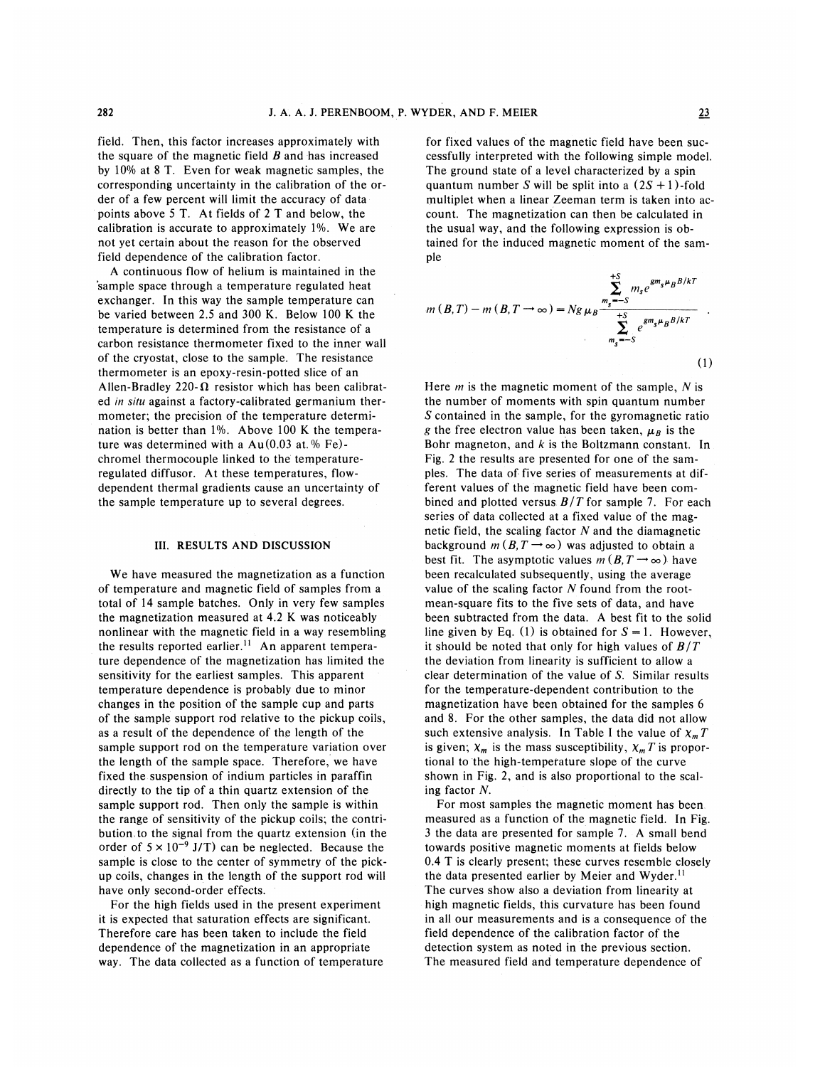field. Then, this factor increases approximately with the square of the magnetic field $B$ and has increased by 10% at 8 T. Even for weak magnetic samples, the corresponding uncertainty in the calibration of the order of a few percent will limit the accuracy of data points above 5 T. At fields of 2 T and below, the calibration is accurate to approximately 1%. We are not yet certain about the reason for the observed field dependence of the calibration factor.

A continuous flow of helium is maintained in the sample space through a temperature regulated heat exchanger. In this way the sample temperature can be varied between 2.5 and 300 K. Below 100 K the temperature is determined from the resistance of a carbon resistance thermometer fixed to the inner wall of the cryostat, close to the sample. The resistance thermometer is an epoxy-resin-potted slice of an Allen-Bradley 220-Ω resistor which has been calibrated *in situ* against a factory-calibrated germanium thermometer; the precision of the temperature determination is better than 1%. Above 100 K the temperature was determined with a Au(0.03 at.% Fe)-chromel thermocouple linked to the temperature-regulated diffusor. At these temperatures, flow-dependent thermal gradients cause an uncertainty of the sample temperature up to several degrees.

## III. RESULTS AND DISCUSSION

We have measured the magnetization as a function of temperature and magnetic field of samples from a total of 14 sample batches. Only in very few samples the magnetization measured at 4.2 K was noticeably nonlinear with the magnetic field in a way resembling the results reported earlier.[11] An apparent temperature dependence of the magnetization has limited the sensitivity for the earliest samples. This apparent temperature dependence is probably due to minor changes in the position of the sample cup and parts of the sample support rod relative to the pickup coils, as a result of the dependence of the length of the sample support rod on the temperature variation over the length of the sample space. Therefore, we have fixed the suspension of indium particles in paraffin directly to the tip of a thin quartz extension of the sample support rod. Then only the sample is within the range of sensitivity of the pickup coils; the contribution to the signal from the quartz extension (in the order of $5\times10^{-9}$ J/T) can be neglected. Because the sample is close to the center of symmetry of the pickup coils, changes in the length of the support rod will have only second-order effects.

For the high fields used in the present experiment it is expected that saturation effects are significant. Therefore care has been taken to include the field dependence of the magnetization in an appropriate way. The data collected as a function of temperature for fixed values of the magnetic field have been successfully interpreted with the following simple model. The ground state of a level characterized by a spin quantum number $S$ will be split into a $(2S+1)$-fold multiplet when a linear Zeeman term is taken into account. The magnetization can then be calculated in the usual way, and the following expression is obtained for the induced magnetic moment of the sample

$$m(B,T)-m(B,T\rightarrow\infty)=Ng\mu_B\frac{\sum_{m_s=-S}^{+S} m_s e^{gm_s\mu_B B/kT}}{\sum_{m_s=-S}^{+S} e^{gm_s\mu_B B/kT}} \quad (1)$$

Here $m$ is the magnetic moment of the sample, $N$ is the number of moments with spin quantum number $S$ contained in the sample, for the gyromagnetic ratio $g$ the free electron value has been taken, $\mu_B$ is the Bohr magneton, and $k$ is the Boltzmann constant. In Fig. 2 the results are presented for one of the samples. The data of five series of measurements at different values of the magnetic field have been combined and plotted versus $B/T$ for sample 7. For each series of data collected at a fixed value of the magnetic field, the scaling factor $N$ and the diamagnetic background $m(B,T\rightarrow\infty)$ was adjusted to obtain a best fit. The asymptotic values $m(B,T\rightarrow\infty)$ have been recalculated subsequently, using the average value of the scaling factor $N$ found from the root-mean-square fits to the five sets of data, and have been subtracted from the data. A best fit to the solid line given by Eq. (1) is obtained for $S=1$. However, it should be noted that only for high values of $B/T$ the deviation from linearity is sufficient to allow a clear determination of the value of $S$. Similar results for the temperature-dependent contribution to the magnetization have been obtained for the samples 6 and 8. For the other samples, the data did not allow such extensive analysis. In Table I the value of $\chi_m T$ is given; $\chi_m$ is the mass susceptibility, $\chi_m T$ is proportional to the high-temperature slope of the curve shown in Fig. 2, and is also proportional to the scaling factor $N$.

For most samples the magnetic moment has been measured as a function of the magnetic field. In Fig. 3 the data are presented for sample 7. A small bend towards positive magnetic moments at fields below 0.4 T is clearly present; these curves resemble closely the data presented earlier by Meier and Wyder.[11] The curves show also a deviation from linearity at high magnetic fields, this curvature has been found in all our measurements and is a consequence of the field dependence of the calibration factor of the detection system as noted in the previous section. The measured field and temperature dependence of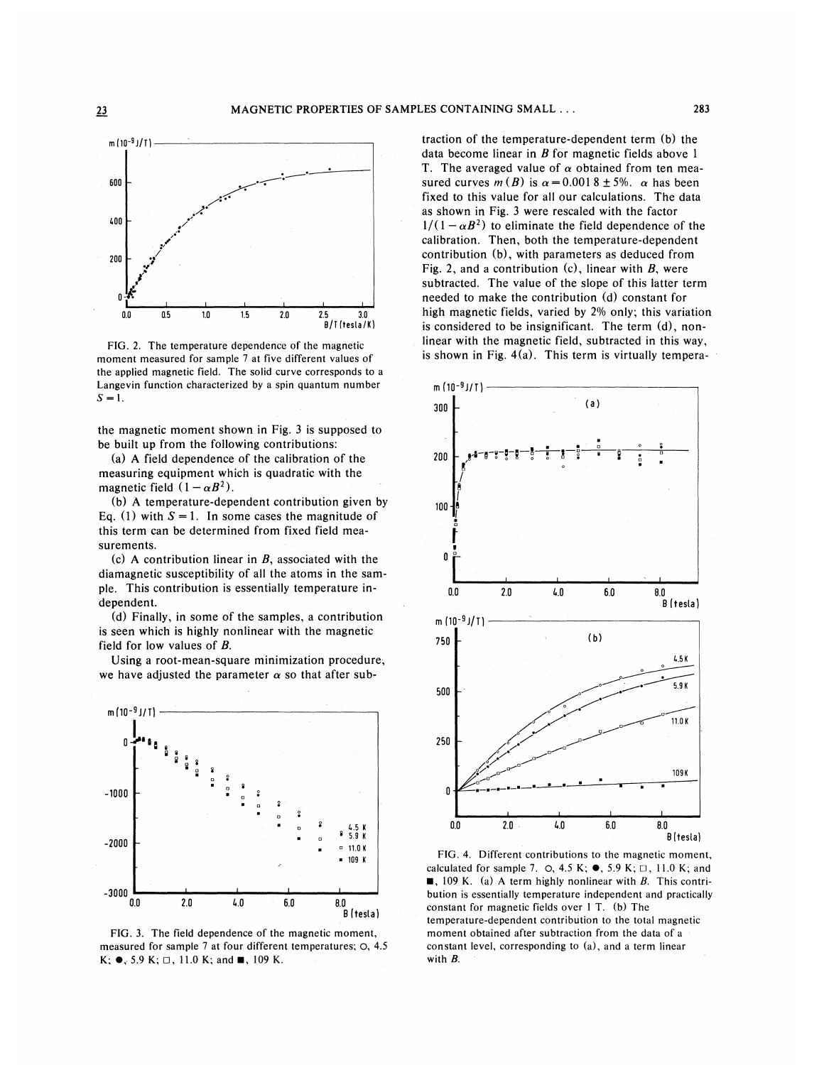FIG. 2. The temperature dependence of the magnetic moment measured for sample 7 at five different values of the applied magnetic field. The solid curve corresponds to a Langevin function characterized by a spin quantum number $S=1$.

the magnetic moment shown in Fig. 3 is supposed to be built up from the following contributions:

(a) A field dependence of the calibration of the measuring equipment which is quadratic with the magnetic field $(1-\alpha B^2)$.

(b) A temperature-dependent contribution given by Eq. (1) with $S=1$. In some cases the magnitude of this term can be determined from fixed field measurements.

(c) A contribution linear in $B$, associated with the diamagnetic susceptibility of all the atoms in the sample. This contribution is essentially temperature independent.

(d) Finally, in some of the samples, a contribution is seen which is highly nonlinear with the magnetic field for low values of $B$.

Using a root-mean-square minimization procedure, we have adjusted the parameter $\alpha$ so that after subtraction of the temperature-dependent term (b) the data become linear in $B$ for magnetic fields above 1 T. The averaged value of $\alpha$ obtained from ten measured curves $m(B)$ is $\alpha = 0.0018 \pm 5\%$. $\alpha$ has been fixed to this value for all our calculations. The data as shown in Fig. 3 were rescaled with the factor $1/(1-\alpha B^2)$ to eliminate the field dependence of the calibration. Then, both the temperature-dependent contribution (b), with parameters as deduced from Fig. 2, and a contribution (c), linear with $B$, were subtracted. The value of the slope of this latter term needed to make the contribution (d) constant for high magnetic fields, varied by 2% only; this variation is considered to be insignificant. The term (d), nonlinear with the magnetic field, subtracted in this way, is shown in Fig. 4(a). This term is virtually tempera-

FIG. 3. The field dependence of the magnetic moment, measured for sample 7 at four different temperatures; ○, 4.5 K; ●, 5.9 K; □, 11.0 K; and ■, 109 K.

FIG. 4. Different contributions to the magnetic moment, calculated for sample 7. ○, 4.5 K; ●, 5.9 K; □, 11.0 K; and ■, 109 K. (a) A term highly nonlinear with $B$. This contribution is essentially temperature independent and practically constant for magnetic fields over 1 T. (b) The temperature-dependent contribution to the total magnetic moment obtained after subtraction from the data of a constant level, corresponding to (a), and a term linear with $B$.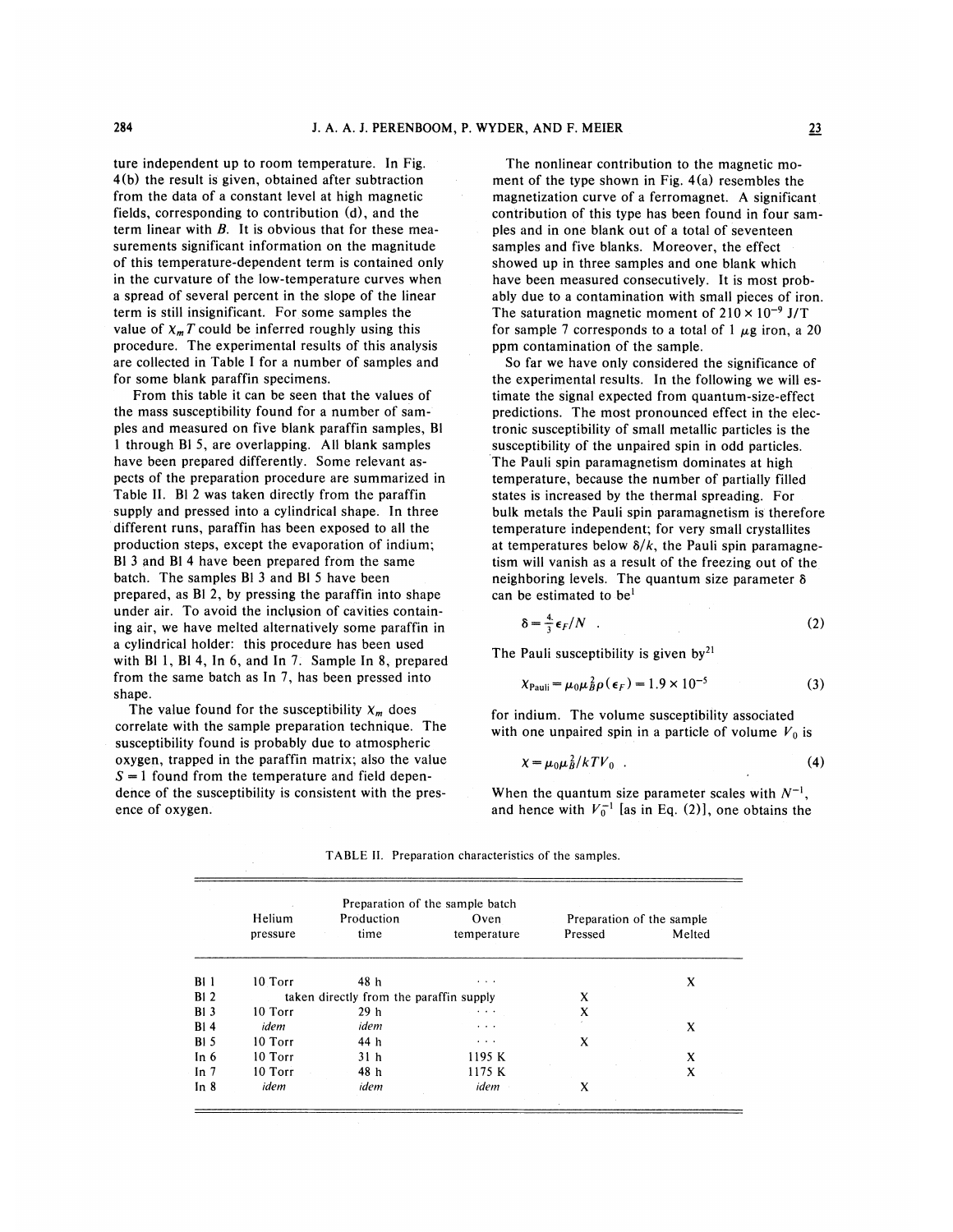ture independent up to room temperature. In Fig. 4(b) the result is given, obtained after subtraction from the data of a constant level at high magnetic fields, corresponding to contribution (d), and the term linear with $B$. It is obvious that for these measurements significant information on the magnitude of this temperature-dependent term is contained only in the curvature of the low-temperature curves when a spread of several percent in the slope of the linear term is still insignificant. For some samples the value of $\chi_m T$ could be inferred roughly using this procedure. The experimental results of this analysis are collected in Table I for a number of samples and for some blank paraffin specimens.

From this table it can be seen that the values of the mass susceptibility found for a number of samples and measured on five blank paraffin samples, Bl 1 through Bl 5, are overlapping. All blank samples have been prepared differently. Some relevant aspects of the preparation procedure are summarized in Table II. Bl 2 was taken directly from the paraffin supply and pressed into a cylindrical shape. In three different runs, paraffin has been exposed to all the production steps, except the evaporation of indium; Bl 3 and Bl 4 have been prepared from the same batch. The samples Bl 3 and Bl 5 have been prepared, as Bl 2, by pressing the paraffin into shape under air. To avoid the inclusion of cavities containing air, we have melted alternatively some paraffin in a cylindrical holder: this procedure has been used with Bl 1, Bl 4, In 6, and In 7. Sample In 8, prepared from the same batch as In 7, has been pressed into shape.

The value found for the susceptibility $\chi_m$ does correlate with the sample preparation technique. The susceptibility found is probably due to atmospheric oxygen, trapped in the paraffin matrix; also the value $S=1$ found from the temperature and field dependence of the susceptibility is consistent with the presence of oxygen.

The nonlinear contribution to the magnetic moment of the type shown in Fig. 4(a) resembles the magnetization curve of a ferromagnet. A significant contribution of this type has been found in four samples and in one blank out of a total of seventeen samples and five blanks. Moreover, the effect showed up in three samples and one blank which have been measured consecutively. It is most probably due to a contamination with small pieces of iron. The saturation magnetic moment of $210\times10^{-9}$ J/T for sample 7 corresponds to a total of 1 $\mu$g iron, a 20 ppm contamination of the sample.

So far we have only considered the significance of the experimental results. In the following we will estimate the signal expected from quantum-size-effect predictions. The most pronounced effect in the electronic susceptibility of small metallic particles is the susceptibility of the unpaired spin in odd particles. The Pauli spin paramagnetism dominates at high temperature, because the number of partially filled states is increased by the thermal spreading. For bulk metals the Pauli spin paramagnetism is therefore temperature independent; for very small crystallites at temperatures below $\delta/k$, the Pauli spin paramagnetism will vanish as a result of the freezing out of the neighboring levels. The quantum size parameter $\delta$ can be estimated to be[1]

$$\delta=\tfrac{4}{3}\epsilon_F/N \quad . \tag{2}$$

The Pauli susceptibility is given by[21]

$$\chi_{\text{Pauli}}=\mu_0\mu_B^2\rho(\epsilon_F)=1.9\times10^{-5} \tag{3}$$

for indium. The volume susceptibility associated with one unpaired spin in a particle of volume $V_0$ is

$$\chi=\mu_0\mu_B^2/kTV_0 \quad . \tag{4}$$

When the quantum size parameter scales with $N^{-1}$, and hence with $V_0^{-1}$ [as in Eq. (2)], one obtains the

TABLE II. Preparation characteristics of the samples.

| | Preparation of the sample batch | | | Preparation of the sample | |
|---|---|---|---|---|---|
| | Helium pressure | Production time | Oven temperature | Pressed | Melted |
| Bl 1 | 10 Torr | 48 h | ... | | X |
| Bl 2 | taken directly from the paraffin supply | | | X | |
| Bl 3 | 10 Torr | 29 h | ... | X | |
| Bl 4 | *idem* | *idem* | ... | | X |
| Bl 5 | 10 Torr | 44 h | ... | X | |
| In 6 | 10 Torr | 31 h | 1195 K | | X |
| In 7 | 10 Torr | 48 h | 1175 K | | X |
| In 8 | *idem* | *idem* | *idem* | X | |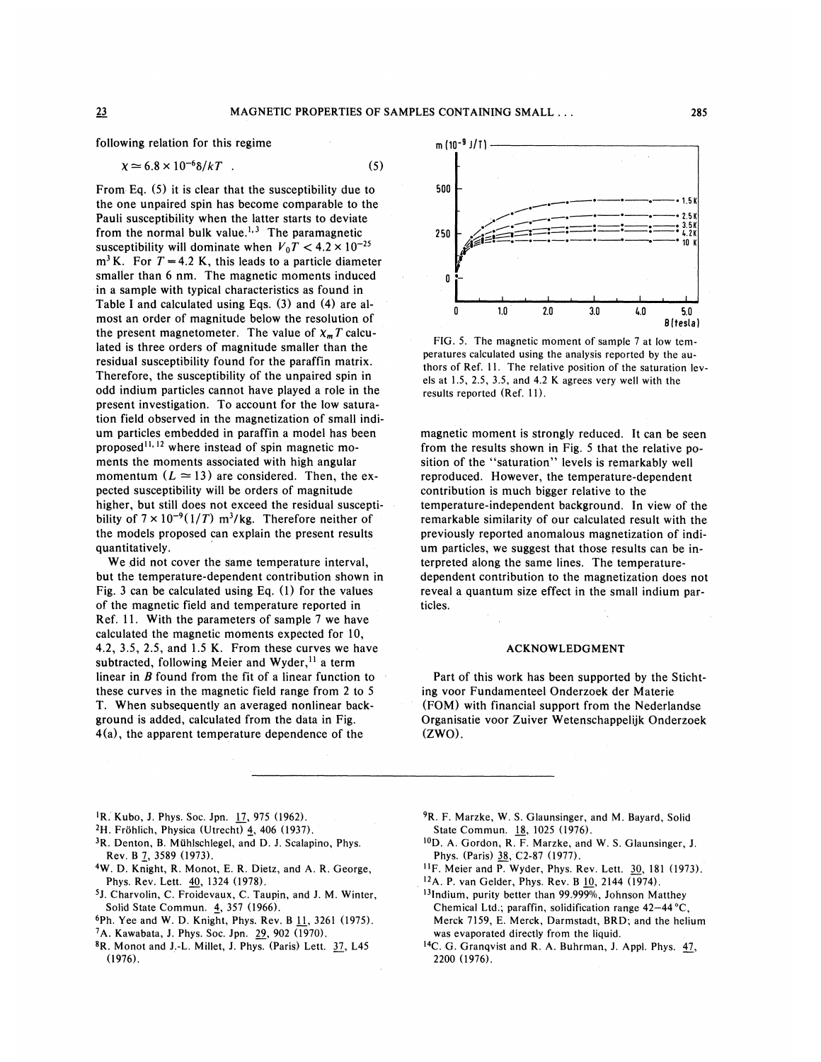following relation for this regime

$$\chi \simeq 6.8 \times 10^{-6} \delta / kT \ . \tag{5}$$

From Eq. (5) it is clear that the susceptibility due to the one unpaired spin has become comparable to the Pauli susceptibility when the latter starts to deviate from the normal bulk value.[1,3] The paramagnetic susceptibility will dominate when $V_0 T < 4.2 \times 10^{-25}$ $m^3$ K. For $T = 4.2$ K, this leads to a particle diameter smaller than 6 nm. The magnetic moments induced in a sample with typical characteristics as found in Table I and calculated using Eqs. (3) and (4) are almost an order of magnitude below the resolution of the present magnetometer. The value of $\chi_m T$ calculated is three orders of magnitude smaller than the residual susceptibility found for the paraffin matrix. Therefore, the susceptibility of the unpaired spin in odd indium particles cannot have played a role in the present investigation. To account for the low saturation field observed in the magnetization of small indium particles embedded in paraffin a model has been proposed[11,12] where instead of spin magnetic moments the moments associated with high angular momentum ($L \simeq 13$) are considered. Then, the expected susceptibility will be orders of magnitude higher, but still does not exceed the residual susceptibility of $7 \times 10^{-9}(1/T)$ $m^3$/kg. Therefore neither of the models proposed can explain the present results quantitatively.

We did not cover the same temperature interval, but the temperature-dependent contribution shown in Fig. 3 can be calculated using Eq. (1) for the values of the magnetic field and temperature reported in Ref. 11. With the parameters of sample 7 we have calculated the magnetic moments expected for 10, 4.2, 3.5, 2.5, and 1.5 K. From these curves we have subtracted, following Meier and Wyder,[11] a term linear in $B$ found from the fit of a linear function to these curves in the magnetic field range from 2 to 5 T. When subsequently an averaged nonlinear background is added, calculated from the data in Fig. 4(a), the apparent temperature dependence of the magnetic moment is strongly reduced. It can be seen from the results shown in Fig. 5 that the relative position of the "saturation" levels is remarkably well reproduced. However, the temperature-dependent contribution is much bigger relative to the temperature-independent background. In view of the remarkable similarity of our calculated result with the previously reported anomalous magnetization of indium particles, we suggest that those results can be interpreted along the same lines. The temperature-dependent contribution to the magnetization does not reveal a quantum size effect in the small indium particles.

FIG. 5. The magnetic moment of sample 7 at low temperatures calculated using the analysis reported by the authors of Ref. 11. The relative position of the saturation levels at 1.5, 2.5, 3.5, and 4.2 K agrees very well with the results reported (Ref. 11).

## ACKNOWLEDGMENT

Part of this work has been supported by the Stichting voor Fundamenteel Onderzoek der Materie (FOM) with financial support from the Nederlandse Organisatie voor Zuiver Wetenschappelijk Onderzoek (ZWO).

---

[1] R. Kubo, J. Phys. Soc. Jpn. 17, 975 (1962).
[2] H. Fröhlich, Physica (Utrecht) 4, 406 (1937).
[3] R. Denton, B. Mühlschlegel, and D. J. Scalapino, Phys. Rev. B 7, 3589 (1973).
[4] W. D. Knight, R. Monot, E. R. Dietz, and A. R. George, Phys. Rev. Lett. 40, 1324 (1978).
[5] J. Charvolin, C. Froidevaux, C. Taupin, and J. M. Winter, Solid State Commun. 4, 357 (1966).
[6] Ph. Yee and W. D. Knight, Phys. Rev. B 11, 3261 (1975).
[7] A. Kawabata, J. Phys. Soc. Jpn. 29, 902 (1970).
[8] R. Monot and J.-L. Millet, J. Phys. (Paris) Lett. 37, L45 (1976).
[9] R. F. Marzke, W. S. Glaunsinger, and M. Bayard, Solid State Commun. 18, 1025 (1976).
[10] D. A. Gordon, R. F. Marzke, and W. S. Glaunsinger, J. Phys. (Paris) 38, C2-87 (1977).
[11] F. Meier and P. Wyder, Phys. Rev. Lett. 30, 181 (1973).
[12] A. P. van Gelder, Phys. Rev. B 10, 2144 (1974).
[13] Indium, purity better than 99.999%, Johnson Matthey Chemical Ltd.; paraffin, solidification range 42–44 °C, Merck 7159, E. Merck, Darmstadt, BRD; and the helium was evaporated directly from the liquid.
[14] C. G. Granqvist and R. A. Buhrman, J. Appl. Phys. 47, 2200 (1976).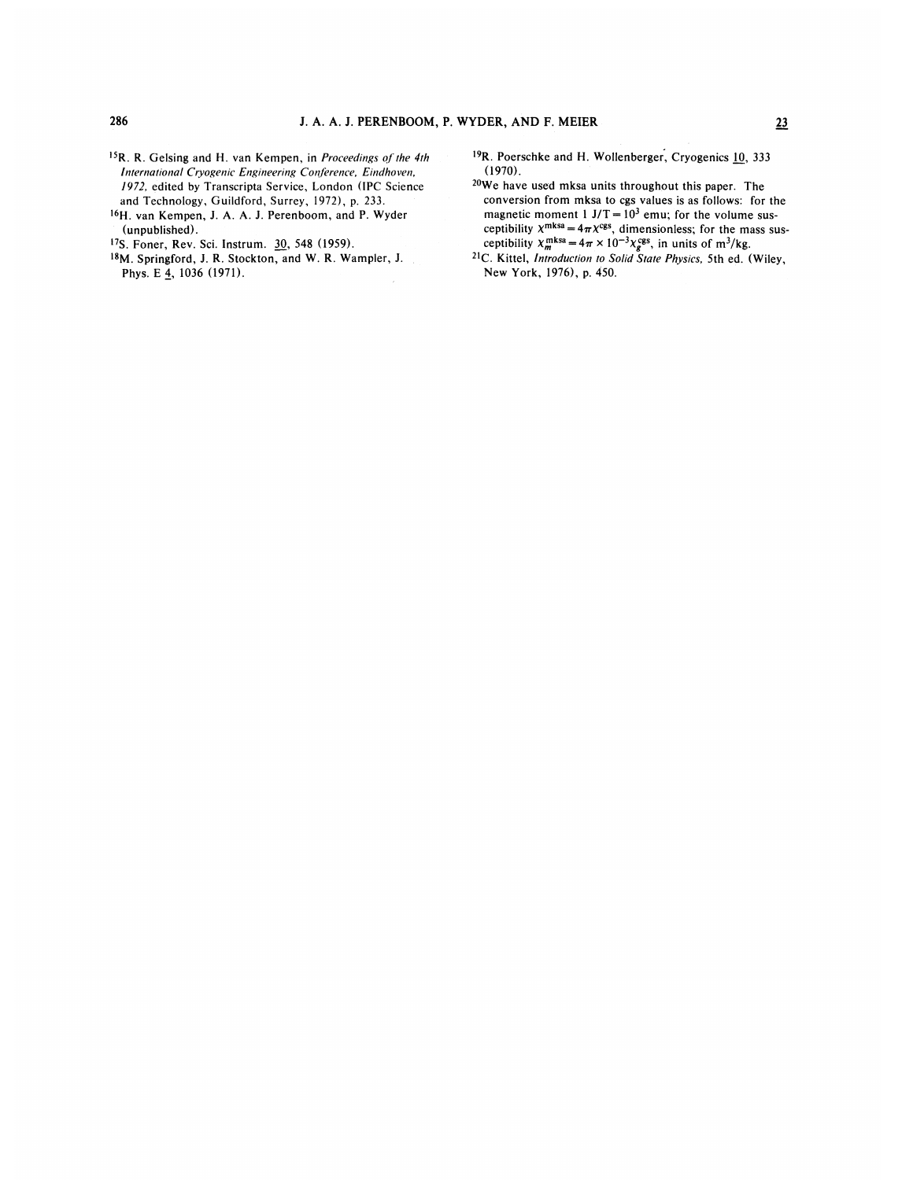[15] R. R. Gelsing and H. van Kempen, in *Proceedings of the 4th International Cryogenic Engineering Conference, Eindhoven, 1972*, edited by Transcripta Service, London (IPC Science and Technology, Guildford, Surrey, 1972), p. 233.

[16] H. van Kempen, J. A. A. J. Perenboom, and P. Wyder (unpublished).

[17] S. Foner, Rev. Sci. Instrum. 30, 548 (1959).

[18] M. Springford, J. R. Stockton, and W. R. Wampler, J. Phys. E 4, 1036 (1971).

[19] R. Poerschke and H. Wollenberger, Cryogenics 10, 333 (1970).

[20] We have used mksa units throughout this paper. The conversion from mksa to cgs values is as follows: for the magnetic moment 1 J/T $= 10^3$ emu; for the volume susceptibility $\chi^{\text{mksa}} = 4\pi\chi^{\text{cgs}}$, dimensionless; for the mass susceptibility $\chi_m^{\text{mksa}} = 4\pi \times 10^{-3}\chi_g^{\text{cgs}}$, in units of $\text{m}^3/\text{kg}$.

[21] C. Kittel, *Introduction to Solid State Physics*, 5th ed. (Wiley, New York, 1976), p. 450.